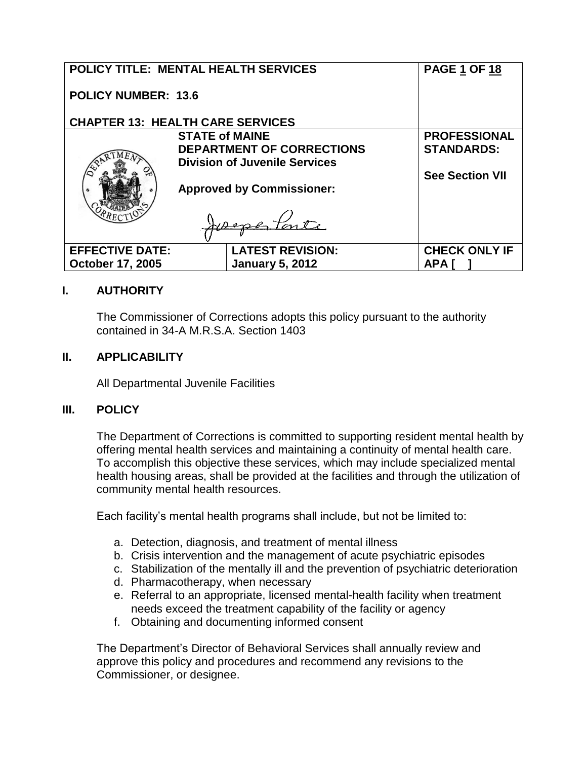| POLICY TITLE: MENTAL HEALTH SERVICES<br><br>POLICY NUMBER: 13.6<br><br>CHAPTER 13: HEALTH CARE SERVICES | | PAGE 1 OF 18 |
|---|---|---|
| STATE of MAINE<br>DEPARTMENT OF CORRECTIONS<br>Division of Juvenile Services<br><br>Approved by Commissioner: | | PROFESSIONAL STANDARDS:<br><br>See Section VII |
| EFFECTIVE DATE:<br>October 17, 2005 | LATEST REVISION:<br>January 5, 2012 | CHECK ONLY IF APA [ ] |

## I. AUTHORITY

The Commissioner of Corrections adopts this policy pursuant to the authority contained in 34-A M.R.S.A. Section 1403

## II. APPLICABILITY

All Departmental Juvenile Facilities

## III. POLICY

The Department of Corrections is committed to supporting resident mental health by offering mental health services and maintaining a continuity of mental health care. To accomplish this objective these services, which may include specialized mental health housing areas, shall be provided at the facilities and through the utilization of community mental health resources.

Each facility's mental health programs shall include, but not be limited to:

a. Detection, diagnosis, and treatment of mental illness
b. Crisis intervention and the management of acute psychiatric episodes
c. Stabilization of the mentally ill and the prevention of psychiatric deterioration
d. Pharmacotherapy, when necessary
e. Referral to an appropriate, licensed mental-health facility when treatment needs exceed the treatment capability of the facility or agency
f. Obtaining and documenting informed consent

The Department's Director of Behavioral Services shall annually review and approve this policy and procedures and recommend any revisions to the Commissioner, or designee.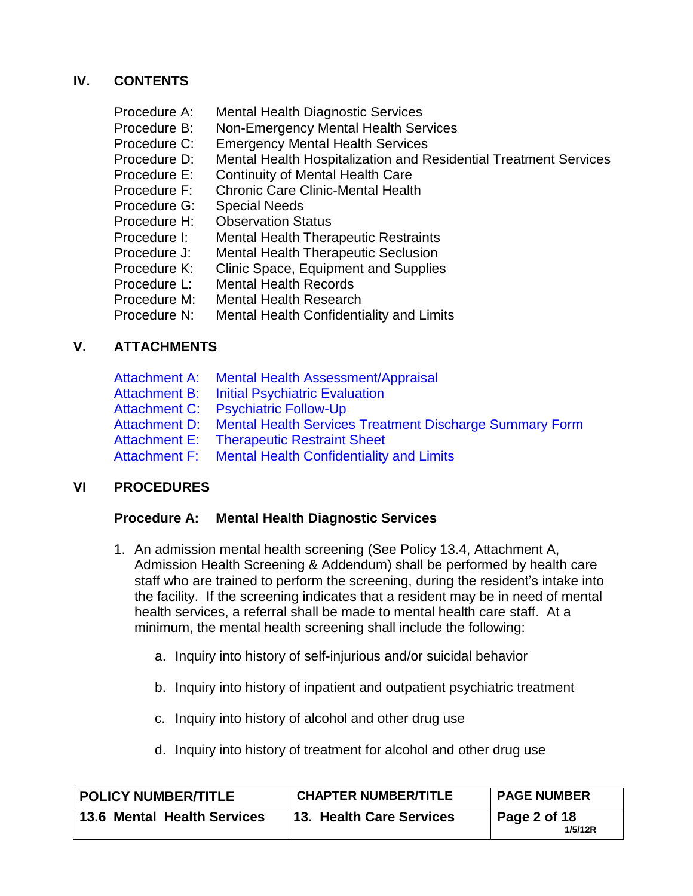## IV. CONTENTS

| | |
|---|---|
| Procedure A: | Mental Health Diagnostic Services |
| Procedure B: | Non-Emergency Mental Health Services |
| Procedure C: | Emergency Mental Health Services |
| Procedure D: | Mental Health Hospitalization and Residential Treatment Services |
| Procedure E: | Continuity of Mental Health Care |
| Procedure F: | Chronic Care Clinic-Mental Health |
| Procedure G: | Special Needs |
| Procedure H: | Observation Status |
| Procedure I: | Mental Health Therapeutic Restraints |
| Procedure J: | Mental Health Therapeutic Seclusion |
| Procedure K: | Clinic Space, Equipment and Supplies |
| Procedure L: | Mental Health Records |
| Procedure M: | Mental Health Research |
| Procedure N: | Mental Health Confidentiality and Limits |

## V. ATTACHMENTS

| | |
|---|---|
| Attachment A: | Mental Health Assessment/Appraisal |
| Attachment B: | Initial Psychiatric Evaluation |
| Attachment C: | Psychiatric Follow-Up |
| Attachment D: | Mental Health Services Treatment Discharge Summary Form |
| Attachment E: | Therapeutic Restraint Sheet |
| Attachment F: | Mental Health Confidentiality and Limits |

## VI PROCEDURES

### Procedure A: Mental Health Diagnostic Services

1. An admission mental health screening (See Policy 13.4, Attachment A, Admission Health Screening & Addendum) shall be performed by health care staff who are trained to perform the screening, during the resident's intake into the facility. If the screening indicates that a resident may be in need of mental health services, a referral shall be made to mental health care staff. At a minimum, the mental health screening shall include the following:

    a. Inquiry into history of self-injurious and/or suicidal behavior

    b. Inquiry into history of inpatient and outpatient psychiatric treatment

    c. Inquiry into history of alcohol and other drug use

    d. Inquiry into history of treatment for alcohol and other drug use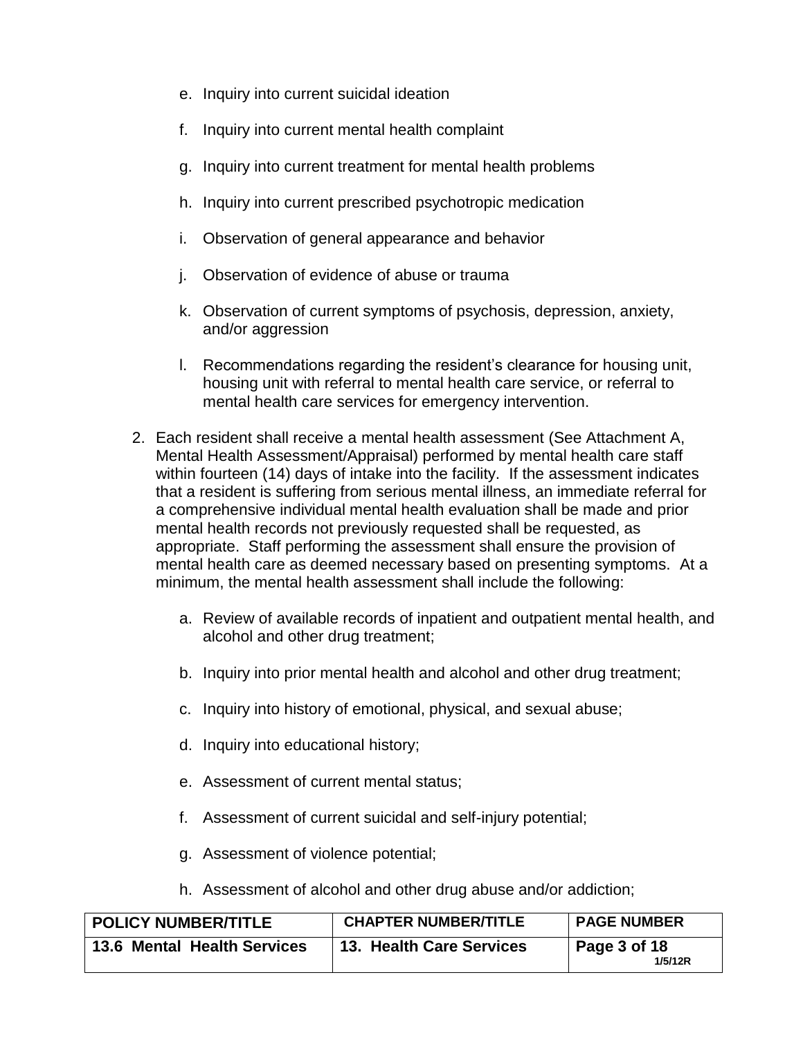e. Inquiry into current suicidal ideation

f. Inquiry into current mental health complaint

g. Inquiry into current treatment for mental health problems

h. Inquiry into current prescribed psychotropic medication

i. Observation of general appearance and behavior

j. Observation of evidence of abuse or trauma

k. Observation of current symptoms of psychosis, depression, anxiety, and/or aggression

l. Recommendations regarding the resident's clearance for housing unit, housing unit with referral to mental health care service, or referral to mental health care services for emergency intervention.

2. Each resident shall receive a mental health assessment (See Attachment A, Mental Health Assessment/Appraisal) performed by mental health care staff within fourteen (14) days of intake into the facility. If the assessment indicates that a resident is suffering from serious mental illness, an immediate referral for a comprehensive individual mental health evaluation shall be made and prior mental health records not previously requested shall be requested, as appropriate. Staff performing the assessment shall ensure the provision of mental health care as deemed necessary based on presenting symptoms. At a minimum, the mental health assessment shall include the following:

   a. Review of available records of inpatient and outpatient mental health, and alcohol and other drug treatment;

   b. Inquiry into prior mental health and alcohol and other drug treatment;

   c. Inquiry into history of emotional, physical, and sexual abuse;

   d. Inquiry into educational history;

   e. Assessment of current mental status;

   f. Assessment of current suicidal and self-injury potential;

   g. Assessment of violence potential;

   h. Assessment of alcohol and other drug abuse and/or addiction;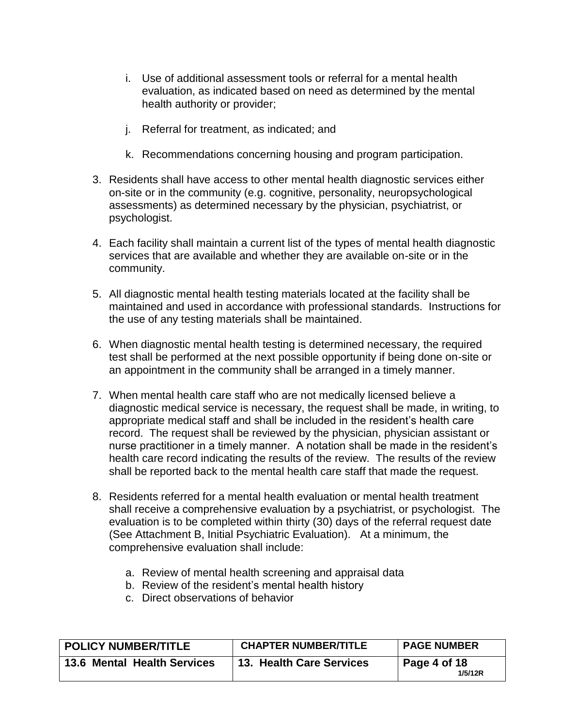i. Use of additional assessment tools or referral for a mental health evaluation, as indicated based on need as determined by the mental health authority or provider;

   j. Referral for treatment, as indicated; and

   k. Recommendations concerning housing and program participation.

3. Residents shall have access to other mental health diagnostic services either on-site or in the community (e.g. cognitive, personality, neuropsychological assessments) as determined necessary by the physician, psychiatrist, or psychologist.

4. Each facility shall maintain a current list of the types of mental health diagnostic services that are available and whether they are available on-site or in the community.

5. All diagnostic mental health testing materials located at the facility shall be maintained and used in accordance with professional standards. Instructions for the use of any testing materials shall be maintained.

6. When diagnostic mental health testing is determined necessary, the required test shall be performed at the next possible opportunity if being done on-site or an appointment in the community shall be arranged in a timely manner.

7. When mental health care staff who are not medically licensed believe a diagnostic medical service is necessary, the request shall be made, in writing, to appropriate medical staff and shall be included in the resident's health care record. The request shall be reviewed by the physician, physician assistant or nurse practitioner in a timely manner. A notation shall be made in the resident's health care record indicating the results of the review. The results of the review shall be reported back to the mental health care staff that made the request.

8. Residents referred for a mental health evaluation or mental health treatment shall receive a comprehensive evaluation by a psychiatrist, or psychologist. The evaluation is to be completed within thirty (30) days of the referral request date (See Attachment B, Initial Psychiatric Evaluation). At a minimum, the comprehensive evaluation shall include:

   a. Review of mental health screening and appraisal data
   b. Review of the resident's mental health history
   c. Direct observations of behavior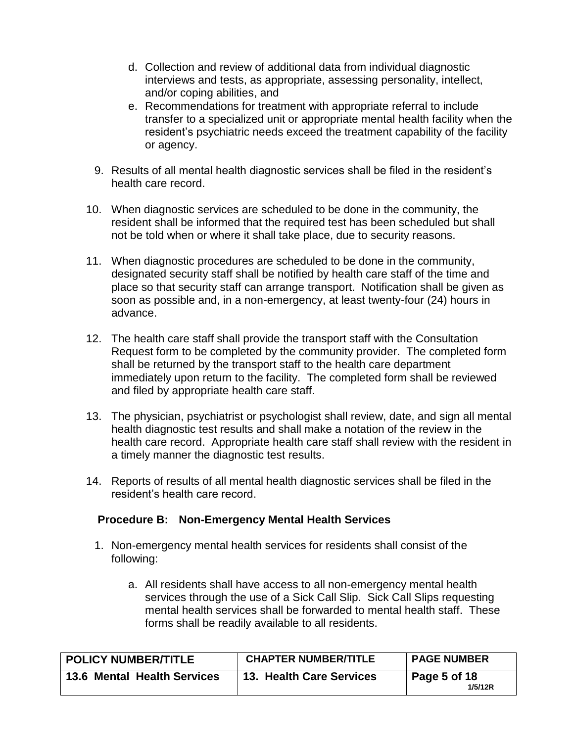d. Collection and review of additional data from individual diagnostic interviews and tests, as appropriate, assessing personality, intellect, and/or coping abilities, and
e. Recommendations for treatment with appropriate referral to include transfer to a specialized unit or appropriate mental health facility when the resident's psychiatric needs exceed the treatment capability of the facility or agency.

9. Results of all mental health diagnostic services shall be filed in the resident's health care record.

10. When diagnostic services are scheduled to be done in the community, the resident shall be informed that the required test has been scheduled but shall not be told when or where it shall take place, due to security reasons.

11. When diagnostic procedures are scheduled to be done in the community, designated security staff shall be notified by health care staff of the time and place so that security staff can arrange transport. Notification shall be given as soon as possible and, in a non-emergency, at least twenty-four (24) hours in advance.

12. The health care staff shall provide the transport staff with the Consultation Request form to be completed by the community provider. The completed form shall be returned by the transport staff to the health care department immediately upon return to the facility. The completed form shall be reviewed and filed by appropriate health care staff.

13. The physician, psychiatrist or psychologist shall review, date, and sign all mental health diagnostic test results and shall make a notation of the review in the health care record. Appropriate health care staff shall review with the resident in a timely manner the diagnostic test results.

14. Reports of results of all mental health diagnostic services shall be filed in the resident's health care record.

**Procedure B: Non-Emergency Mental Health Services**

1. Non-emergency mental health services for residents shall consist of the following:

    a. All residents shall have access to all non-emergency mental health services through the use of a Sick Call Slip. Sick Call Slips requesting mental health services shall be forwarded to mental health staff. These forms shall be readily available to all residents.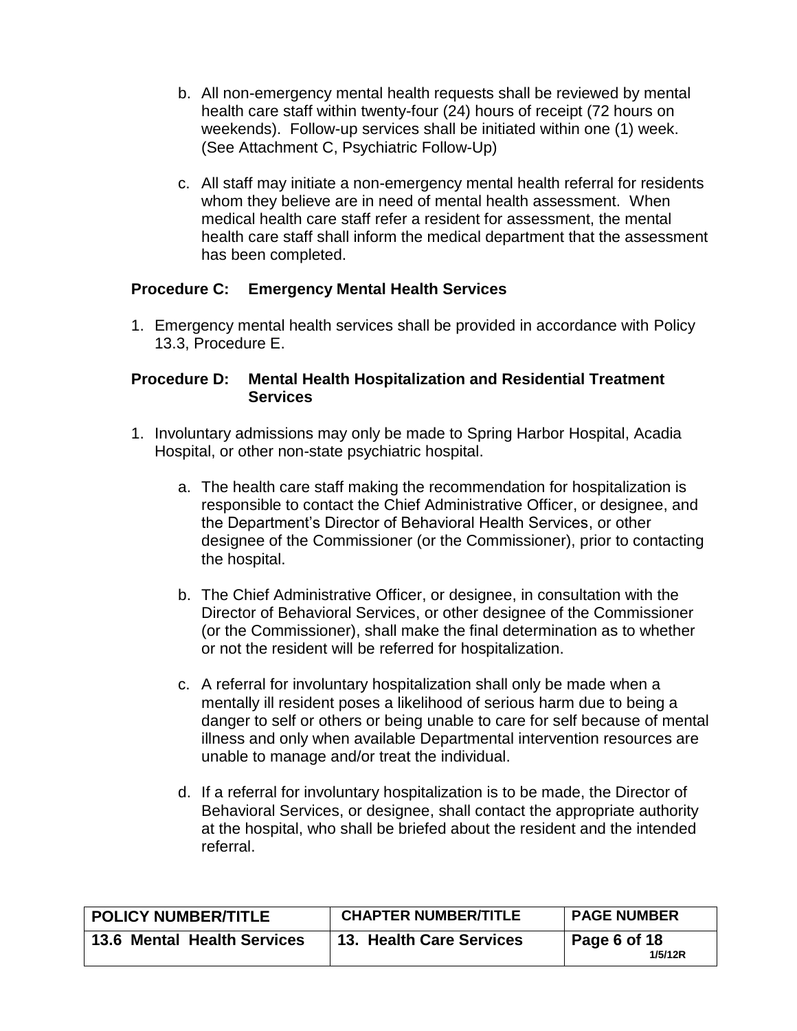b. All non-emergency mental health requests shall be reviewed by mental health care staff within twenty-four (24) hours of receipt (72 hours on weekends). Follow-up services shall be initiated within one (1) week. (See Attachment C, Psychiatric Follow-Up)

c. All staff may initiate a non-emergency mental health referral for residents whom they believe are in need of mental health assessment. When medical health care staff refer a resident for assessment, the mental health care staff shall inform the medical department that the assessment has been completed.

**Procedure C: Emergency Mental Health Services**

1. Emergency mental health services shall be provided in accordance with Policy 13.3, Procedure E.

**Procedure D: Mental Health Hospitalization and Residential Treatment Services**

1. Involuntary admissions may only be made to Spring Harbor Hospital, Acadia Hospital, or other non-state psychiatric hospital.

   a. The health care staff making the recommendation for hospitalization is responsible to contact the Chief Administrative Officer, or designee, and the Department's Director of Behavioral Health Services, or other designee of the Commissioner (or the Commissioner), prior to contacting the hospital.

   b. The Chief Administrative Officer, or designee, in consultation with the Director of Behavioral Services, or other designee of the Commissioner (or the Commissioner), shall make the final determination as to whether or not the resident will be referred for hospitalization.

   c. A referral for involuntary hospitalization shall only be made when a mentally ill resident poses a likelihood of serious harm due to being a danger to self or others or being unable to care for self because of mental illness and only when available Departmental intervention resources are unable to manage and/or treat the individual.

   d. If a referral for involuntary hospitalization is to be made, the Director of Behavioral Services, or designee, shall contact the appropriate authority at the hospital, who shall be briefed about the resident and the intended referral.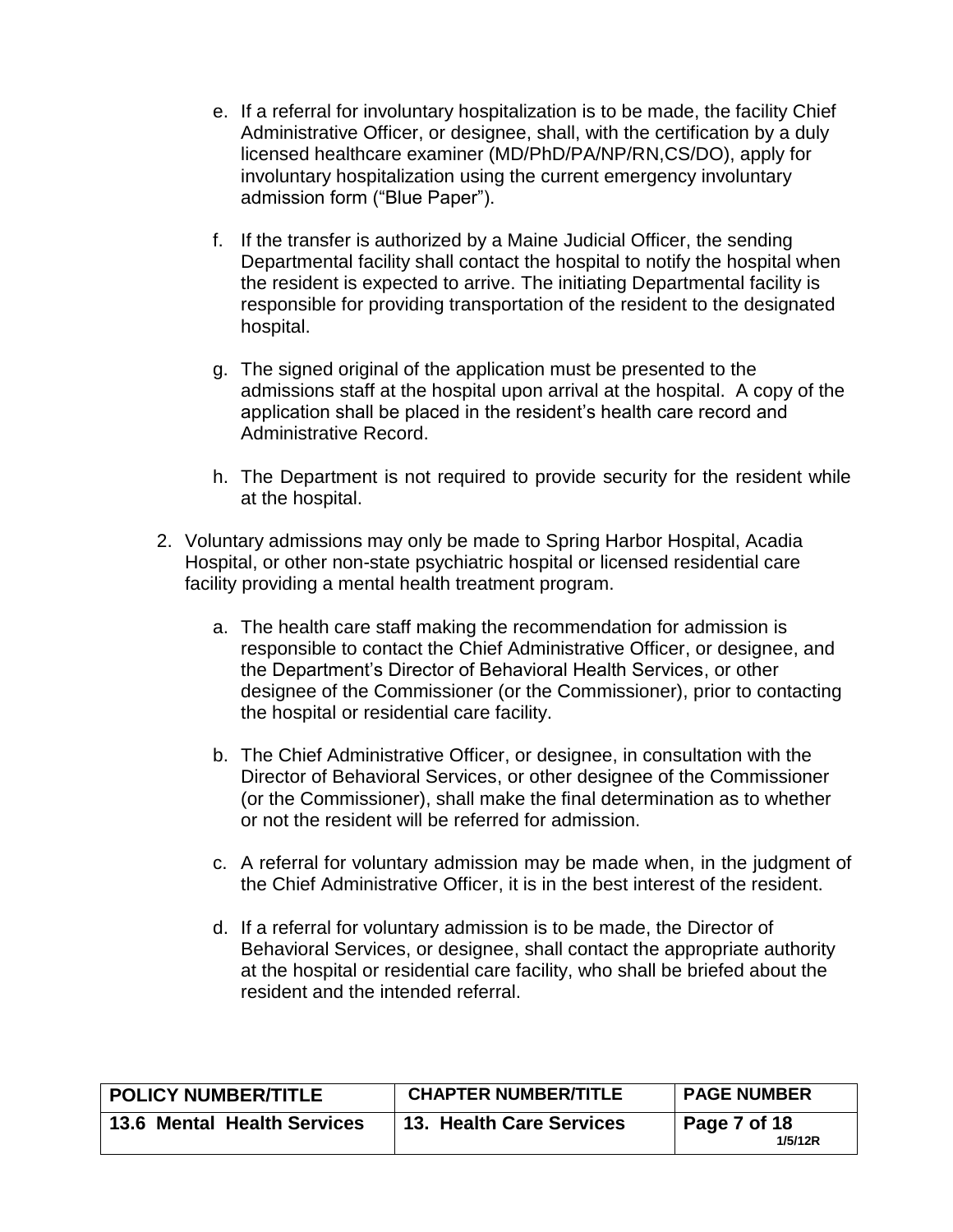e. If a referral for involuntary hospitalization is to be made, the facility Chief Administrative Officer, or designee, shall, with the certification by a duly licensed healthcare examiner (MD/PhD/PA/NP/RN,CS/DO), apply for involuntary hospitalization using the current emergency involuntary admission form ("Blue Paper").

   f. If the transfer is authorized by a Maine Judicial Officer, the sending Departmental facility shall contact the hospital to notify the hospital when the resident is expected to arrive. The initiating Departmental facility is responsible for providing transportation of the resident to the designated hospital.

   g. The signed original of the application must be presented to the admissions staff at the hospital upon arrival at the hospital. A copy of the application shall be placed in the resident's health care record and Administrative Record.

   h. The Department is not required to provide security for the resident while at the hospital.

2. Voluntary admissions may only be made to Spring Harbor Hospital, Acadia Hospital, or other non-state psychiatric hospital or licensed residential care facility providing a mental health treatment program.

   a. The health care staff making the recommendation for admission is responsible to contact the Chief Administrative Officer, or designee, and the Department's Director of Behavioral Health Services, or other designee of the Commissioner (or the Commissioner), prior to contacting the hospital or residential care facility.

   b. The Chief Administrative Officer, or designee, in consultation with the Director of Behavioral Services, or other designee of the Commissioner (or the Commissioner), shall make the final determination as to whether or not the resident will be referred for admission.

   c. A referral for voluntary admission may be made when, in the judgment of the Chief Administrative Officer, it is in the best interest of the resident.

   d. If a referral for voluntary admission is to be made, the Director of Behavioral Services, or designee, shall contact the appropriate authority at the hospital or residential care facility, who shall be briefed about the resident and the intended referral.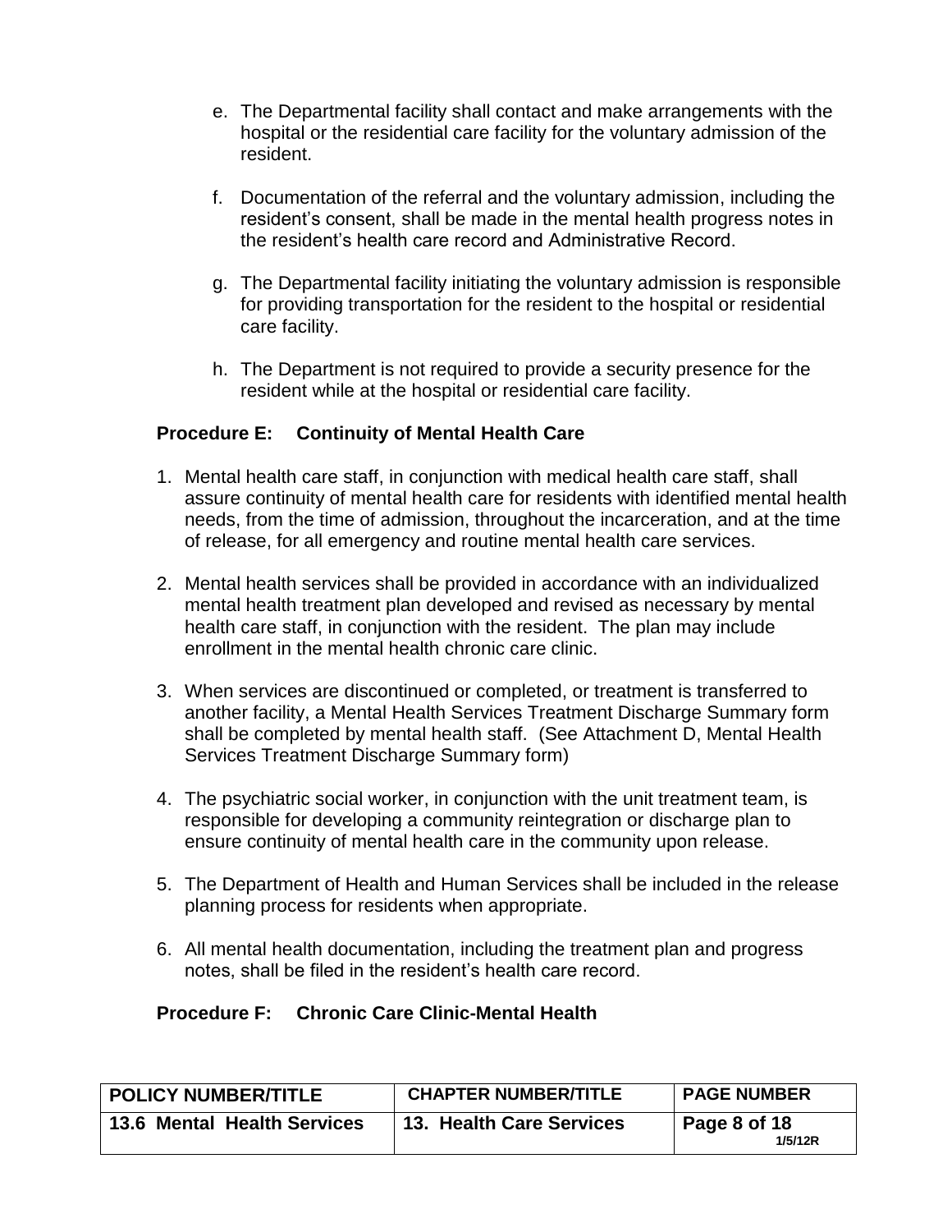e. The Departmental facility shall contact and make arrangements with the hospital or the residential care facility for the voluntary admission of the resident.

f. Documentation of the referral and the voluntary admission, including the resident's consent, shall be made in the mental health progress notes in the resident's health care record and Administrative Record.

g. The Departmental facility initiating the voluntary admission is responsible for providing transportation for the resident to the hospital or residential care facility.

h. The Department is not required to provide a security presence for the resident while at the hospital or residential care facility.

**Procedure E: Continuity of Mental Health Care**

1. Mental health care staff, in conjunction with medical health care staff, shall assure continuity of mental health care for residents with identified mental health needs, from the time of admission, throughout the incarceration, and at the time of release, for all emergency and routine mental health care services.

2. Mental health services shall be provided in accordance with an individualized mental health treatment plan developed and revised as necessary by mental health care staff, in conjunction with the resident. The plan may include enrollment in the mental health chronic care clinic.

3. When services are discontinued or completed, or treatment is transferred to another facility, a Mental Health Services Treatment Discharge Summary form shall be completed by mental health staff. (See Attachment D, Mental Health Services Treatment Discharge Summary form)

4. The psychiatric social worker, in conjunction with the unit treatment team, is responsible for developing a community reintegration or discharge plan to ensure continuity of mental health care in the community upon release.

5. The Department of Health and Human Services shall be included in the release planning process for residents when appropriate.

6. All mental health documentation, including the treatment plan and progress notes, shall be filed in the resident's health care record.

**Procedure F: Chronic Care Clinic-Mental Health**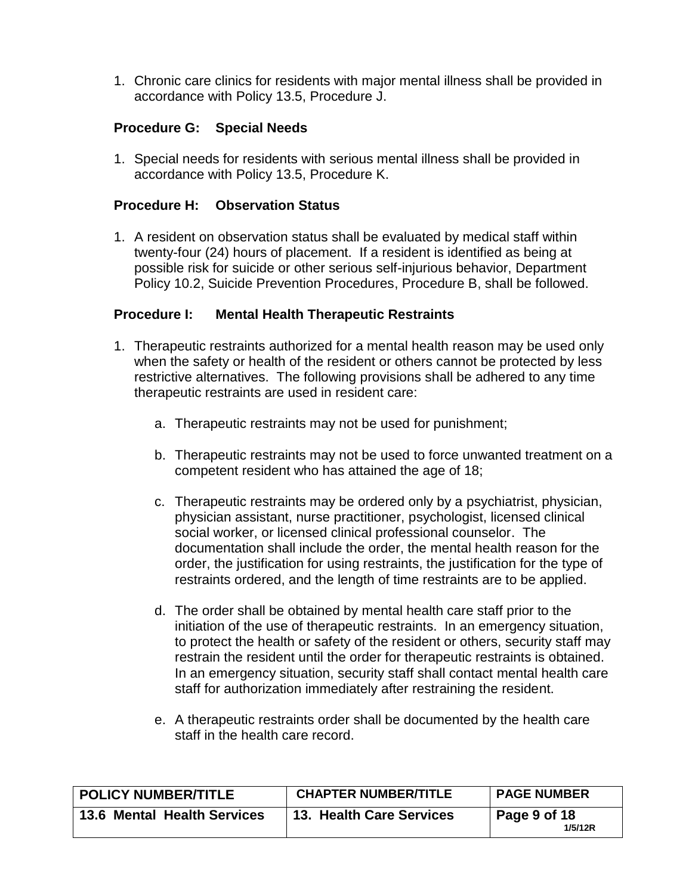1. Chronic care clinics for residents with major mental illness shall be provided in accordance with Policy 13.5, Procedure J.

**Procedure G: Special Needs**

1. Special needs for residents with serious mental illness shall be provided in accordance with Policy 13.5, Procedure K.

**Procedure H: Observation Status**

1. A resident on observation status shall be evaluated by medical staff within twenty-four (24) hours of placement. If a resident is identified as being at possible risk for suicide or other serious self-injurious behavior, Department Policy 10.2, Suicide Prevention Procedures, Procedure B, shall be followed.

**Procedure I: Mental Health Therapeutic Restraints**

1. Therapeutic restraints authorized for a mental health reason may be used only when the safety or health of the resident or others cannot be protected by less restrictive alternatives. The following provisions shall be adhered to any time therapeutic restraints are used in resident care:

    a. Therapeutic restraints may not be used for punishment;

    b. Therapeutic restraints may not be used to force unwanted treatment on a competent resident who has attained the age of 18;

    c. Therapeutic restraints may be ordered only by a psychiatrist, physician, physician assistant, nurse practitioner, psychologist, licensed clinical social worker, or licensed clinical professional counselor. The documentation shall include the order, the mental health reason for the order, the justification for using restraints, the justification for the type of restraints ordered, and the length of time restraints are to be applied.

    d. The order shall be obtained by mental health care staff prior to the initiation of the use of therapeutic restraints. In an emergency situation, to protect the health or safety of the resident or others, security staff may restrain the resident until the order for therapeutic restraints is obtained. In an emergency situation, security staff shall contact mental health care staff for authorization immediately after restraining the resident.

    e. A therapeutic restraints order shall be documented by the health care staff in the health care record.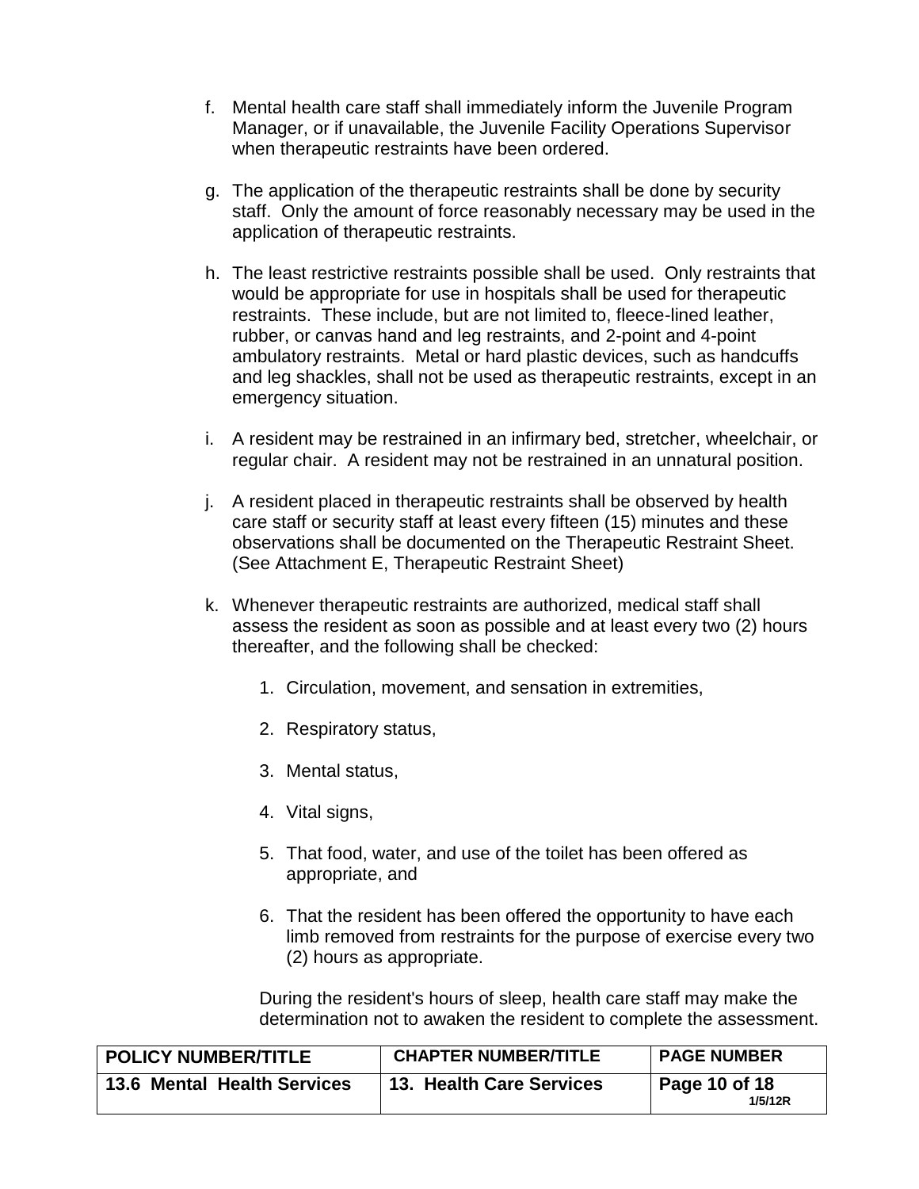f. Mental health care staff shall immediately inform the Juvenile Program Manager, or if unavailable, the Juvenile Facility Operations Supervisor when therapeutic restraints have been ordered.

g. The application of the therapeutic restraints shall be done by security staff. Only the amount of force reasonably necessary may be used in the application of therapeutic restraints.

h. The least restrictive restraints possible shall be used. Only restraints that would be appropriate for use in hospitals shall be used for therapeutic restraints. These include, but are not limited to, fleece-lined leather, rubber, or canvas hand and leg restraints, and 2-point and 4-point ambulatory restraints. Metal or hard plastic devices, such as handcuffs and leg shackles, shall not be used as therapeutic restraints, except in an emergency situation.

i. A resident may be restrained in an infirmary bed, stretcher, wheelchair, or regular chair. A resident may not be restrained in an unnatural position.

j. A resident placed in therapeutic restraints shall be observed by health care staff or security staff at least every fifteen (15) minutes and these observations shall be documented on the Therapeutic Restraint Sheet. (See Attachment E, Therapeutic Restraint Sheet)

k. Whenever therapeutic restraints are authorized, medical staff shall assess the resident as soon as possible and at least every two (2) hours thereafter, and the following shall be checked:

   1. Circulation, movement, and sensation in extremities,

   2. Respiratory status,

   3. Mental status,

   4. Vital signs,

   5. That food, water, and use of the toilet has been offered as appropriate, and

   6. That the resident has been offered the opportunity to have each limb removed from restraints for the purpose of exercise every two (2) hours as appropriate.

   During the resident's hours of sleep, health care staff may make the determination not to awaken the resident to complete the assessment.

| POLICY NUMBER/TITLE | CHAPTER NUMBER/TITLE | PAGE NUMBER |
|---|---|---|
| 13.6 Mental Health Services | 13. Health Care Services | Page 10 of 18 1/5/12R |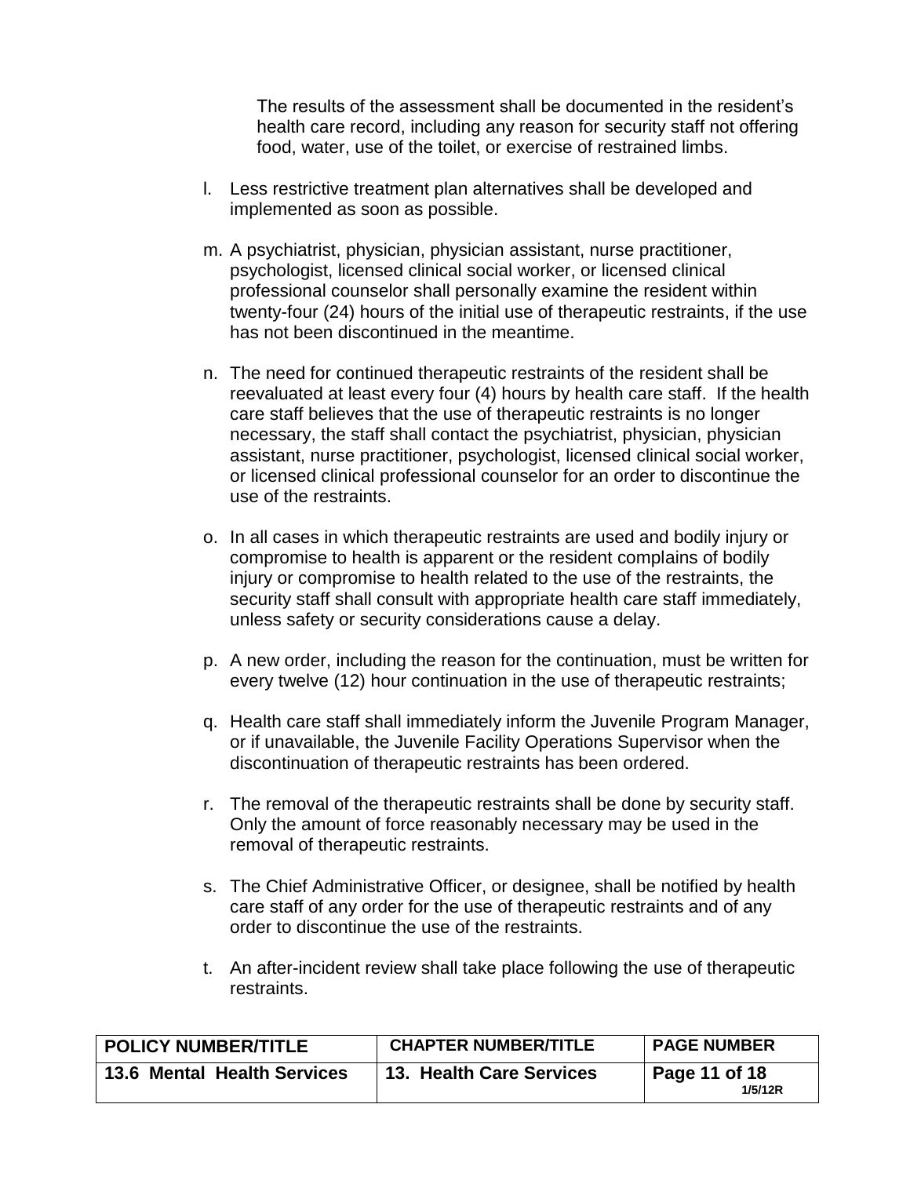The results of the assessment shall be documented in the resident's health care record, including any reason for security staff not offering food, water, use of the toilet, or exercise of restrained limbs.

l. Less restrictive treatment plan alternatives shall be developed and implemented as soon as possible.

m. A psychiatrist, physician, physician assistant, nurse practitioner, psychologist, licensed clinical social worker, or licensed clinical professional counselor shall personally examine the resident within twenty-four (24) hours of the initial use of therapeutic restraints, if the use has not been discontinued in the meantime.

n. The need for continued therapeutic restraints of the resident shall be reevaluated at least every four (4) hours by health care staff. If the health care staff believes that the use of therapeutic restraints is no longer necessary, the staff shall contact the psychiatrist, physician, physician assistant, nurse practitioner, psychologist, licensed clinical social worker, or licensed clinical professional counselor for an order to discontinue the use of the restraints.

o. In all cases in which therapeutic restraints are used and bodily injury or compromise to health is apparent or the resident complains of bodily injury or compromise to health related to the use of the restraints, the security staff shall consult with appropriate health care staff immediately, unless safety or security considerations cause a delay.

p. A new order, including the reason for the continuation, must be written for every twelve (12) hour continuation in the use of therapeutic restraints;

q. Health care staff shall immediately inform the Juvenile Program Manager, or if unavailable, the Juvenile Facility Operations Supervisor when the discontinuation of therapeutic restraints has been ordered.

r. The removal of the therapeutic restraints shall be done by security staff. Only the amount of force reasonably necessary may be used in the removal of therapeutic restraints.

s. The Chief Administrative Officer, or designee, shall be notified by health care staff of any order for the use of therapeutic restraints and of any order to discontinue the use of the restraints.

t. An after-incident review shall take place following the use of therapeutic restraints.

| POLICY NUMBER/TITLE | CHAPTER NUMBER/TITLE | PAGE NUMBER |
|---|---|---|
| 13.6 Mental Health Services | 13. Health Care Services | Page 11 of 18 1/5/12R |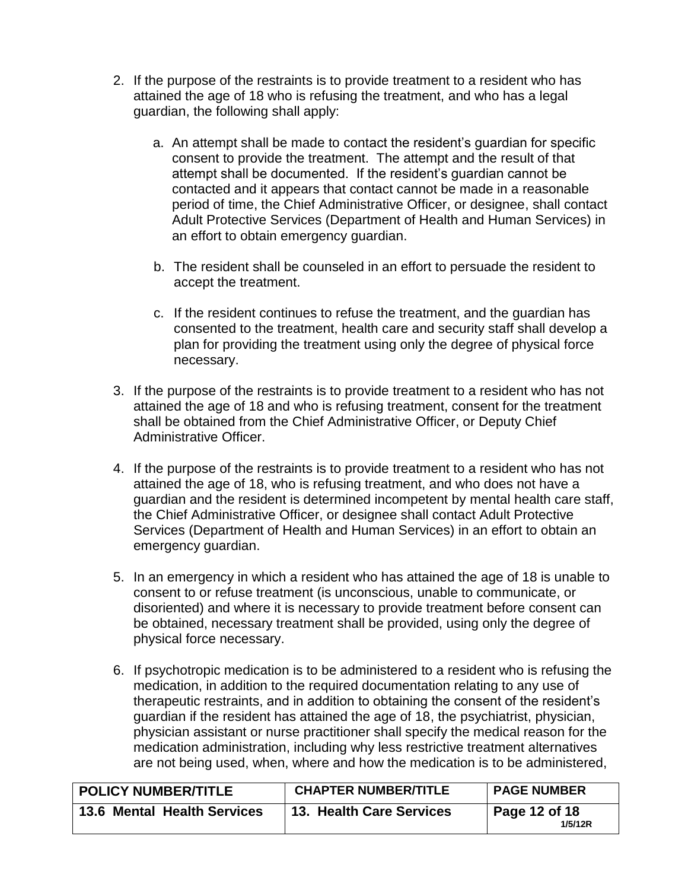2. If the purpose of the restraints is to provide treatment to a resident who has attained the age of 18 who is refusing the treatment, and who has a legal guardian, the following shall apply:

   a. An attempt shall be made to contact the resident's guardian for specific consent to provide the treatment. The attempt and the result of that attempt shall be documented. If the resident's guardian cannot be contacted and it appears that contact cannot be made in a reasonable period of time, the Chief Administrative Officer, or designee, shall contact Adult Protective Services (Department of Health and Human Services) in an effort to obtain emergency guardian.

   b. The resident shall be counseled in an effort to persuade the resident to accept the treatment.

   c. If the resident continues to refuse the treatment, and the guardian has consented to the treatment, health care and security staff shall develop a plan for providing the treatment using only the degree of physical force necessary.

3. If the purpose of the restraints is to provide treatment to a resident who has not attained the age of 18 and who is refusing treatment, consent for the treatment shall be obtained from the Chief Administrative Officer, or Deputy Chief Administrative Officer.

4. If the purpose of the restraints is to provide treatment to a resident who has not attained the age of 18, who is refusing treatment, and who does not have a guardian and the resident is determined incompetent by mental health care staff, the Chief Administrative Officer, or designee shall contact Adult Protective Services (Department of Health and Human Services) in an effort to obtain an emergency guardian.

5. In an emergency in which a resident who has attained the age of 18 is unable to consent to or refuse treatment (is unconscious, unable to communicate, or disoriented) and where it is necessary to provide treatment before consent can be obtained, necessary treatment shall be provided, using only the degree of physical force necessary.

6. If psychotropic medication is to be administered to a resident who is refusing the medication, in addition to the required documentation relating to any use of therapeutic restraints, and in addition to obtaining the consent of the resident's guardian if the resident has attained the age of 18, the psychiatrist, physician, physician assistant or nurse practitioner shall specify the medical reason for the medication administration, including why less restrictive treatment alternatives are not being used, when, where and how the medication is to be administered,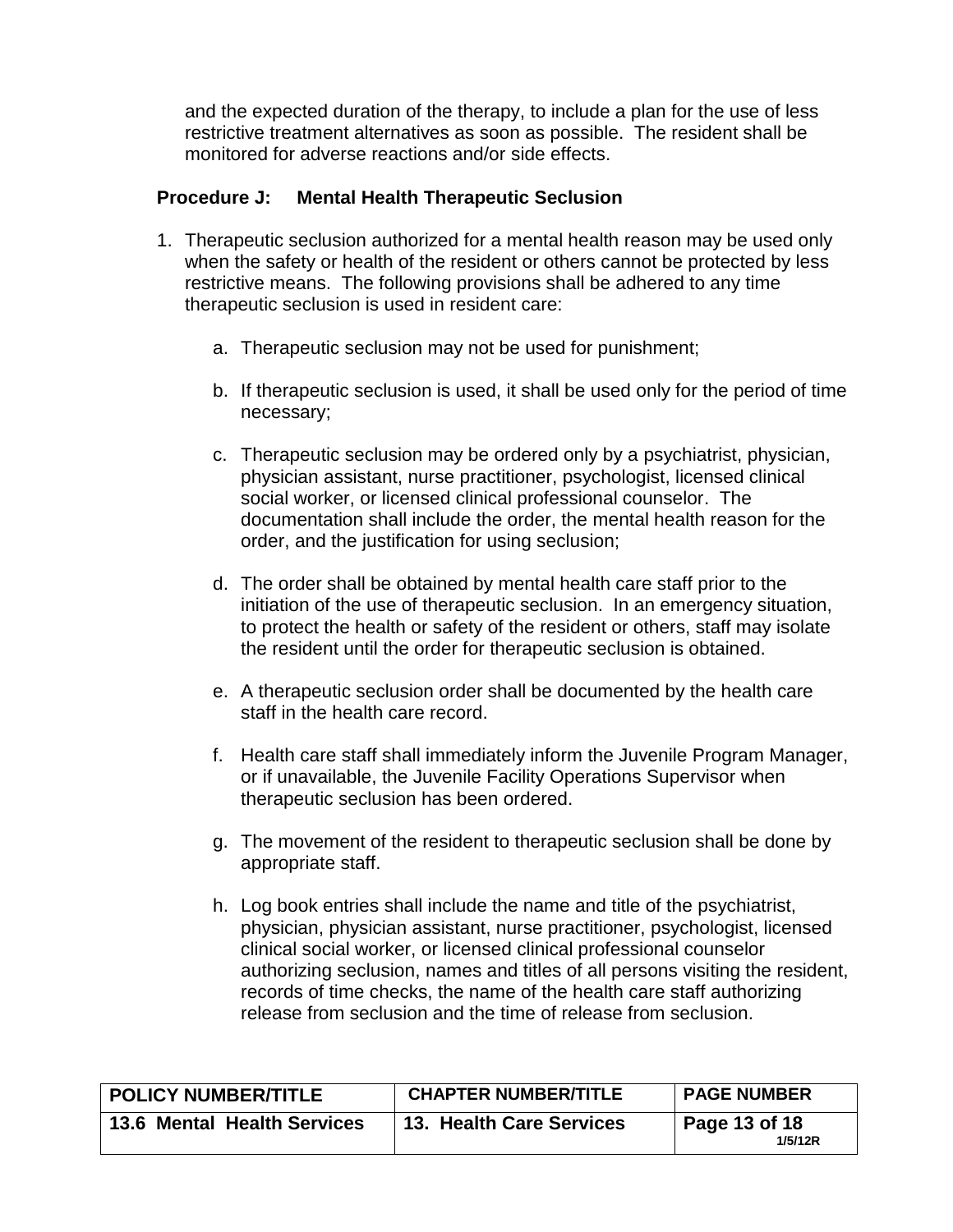and the expected duration of the therapy, to include a plan for the use of less restrictive treatment alternatives as soon as possible. The resident shall be monitored for adverse reactions and/or side effects.

**Procedure J: Mental Health Therapeutic Seclusion**

1. Therapeutic seclusion authorized for a mental health reason may be used only when the safety or health of the resident or others cannot be protected by less restrictive means. The following provisions shall be adhered to any time therapeutic seclusion is used in resident care:

   a. Therapeutic seclusion may not be used for punishment;

   b. If therapeutic seclusion is used, it shall be used only for the period of time necessary;

   c. Therapeutic seclusion may be ordered only by a psychiatrist, physician, physician assistant, nurse practitioner, psychologist, licensed clinical social worker, or licensed clinical professional counselor. The documentation shall include the order, the mental health reason for the order, and the justification for using seclusion;

   d. The order shall be obtained by mental health care staff prior to the initiation of the use of therapeutic seclusion. In an emergency situation, to protect the health or safety of the resident or others, staff may isolate the resident until the order for therapeutic seclusion is obtained.

   e. A therapeutic seclusion order shall be documented by the health care staff in the health care record.

   f. Health care staff shall immediately inform the Juvenile Program Manager, or if unavailable, the Juvenile Facility Operations Supervisor when therapeutic seclusion has been ordered.

   g. The movement of the resident to therapeutic seclusion shall be done by appropriate staff.

   h. Log book entries shall include the name and title of the psychiatrist, physician, physician assistant, nurse practitioner, psychologist, licensed clinical social worker, or licensed clinical professional counselor authorizing seclusion, names and titles of all persons visiting the resident, records of time checks, the name of the health care staff authorizing release from seclusion and the time of release from seclusion.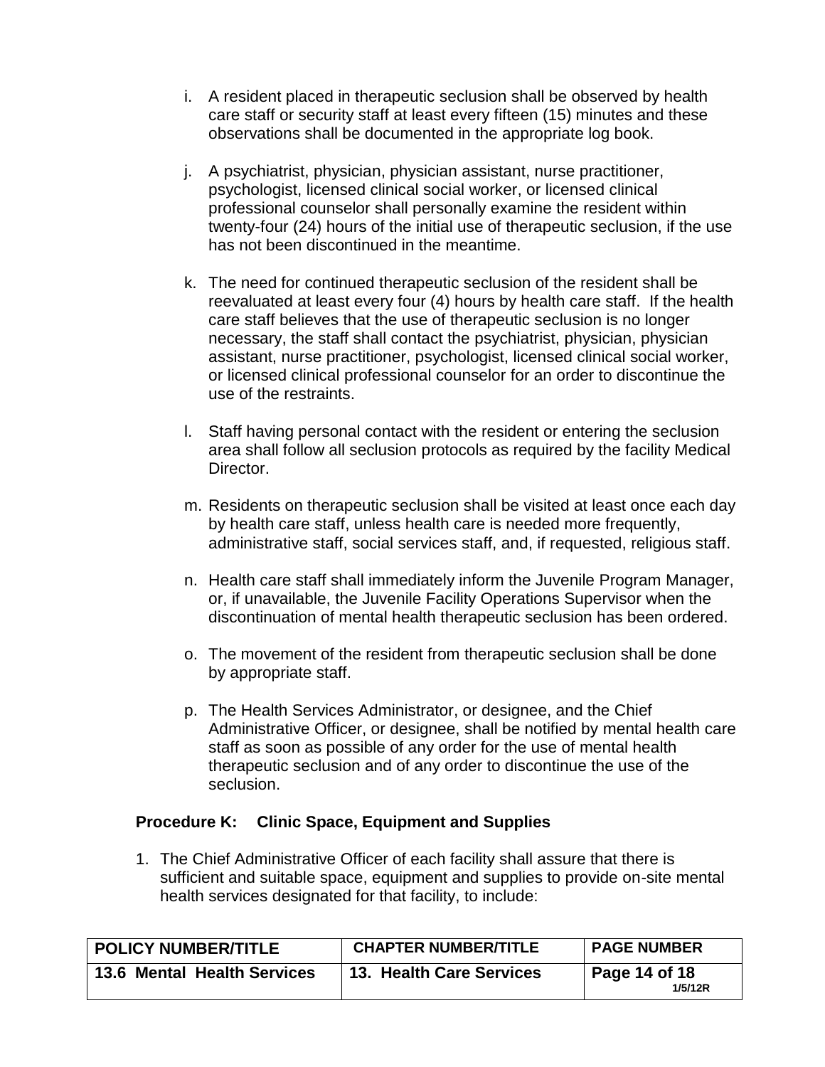i. A resident placed in therapeutic seclusion shall be observed by health care staff or security staff at least every fifteen (15) minutes and these observations shall be documented in the appropriate log book.

j. A psychiatrist, physician, physician assistant, nurse practitioner, psychologist, licensed clinical social worker, or licensed clinical professional counselor shall personally examine the resident within twenty-four (24) hours of the initial use of therapeutic seclusion, if the use has not been discontinued in the meantime.

k. The need for continued therapeutic seclusion of the resident shall be reevaluated at least every four (4) hours by health care staff. If the health care staff believes that the use of therapeutic seclusion is no longer necessary, the staff shall contact the psychiatrist, physician, physician assistant, nurse practitioner, psychologist, licensed clinical social worker, or licensed clinical professional counselor for an order to discontinue the use of the restraints.

l. Staff having personal contact with the resident or entering the seclusion area shall follow all seclusion protocols as required by the facility Medical Director.

m. Residents on therapeutic seclusion shall be visited at least once each day by health care staff, unless health care is needed more frequently, administrative staff, social services staff, and, if requested, religious staff.

n. Health care staff shall immediately inform the Juvenile Program Manager, or, if unavailable, the Juvenile Facility Operations Supervisor when the discontinuation of mental health therapeutic seclusion has been ordered.

o. The movement of the resident from therapeutic seclusion shall be done by appropriate staff.

p. The Health Services Administrator, or designee, and the Chief Administrative Officer, or designee, shall be notified by mental health care staff as soon as possible of any order for the use of mental health therapeutic seclusion and of any order to discontinue the use of the seclusion.

### Procedure K: Clinic Space, Equipment and Supplies

1. The Chief Administrative Officer of each facility shall assure that there is sufficient and suitable space, equipment and supplies to provide on-site mental health services designated for that facility, to include: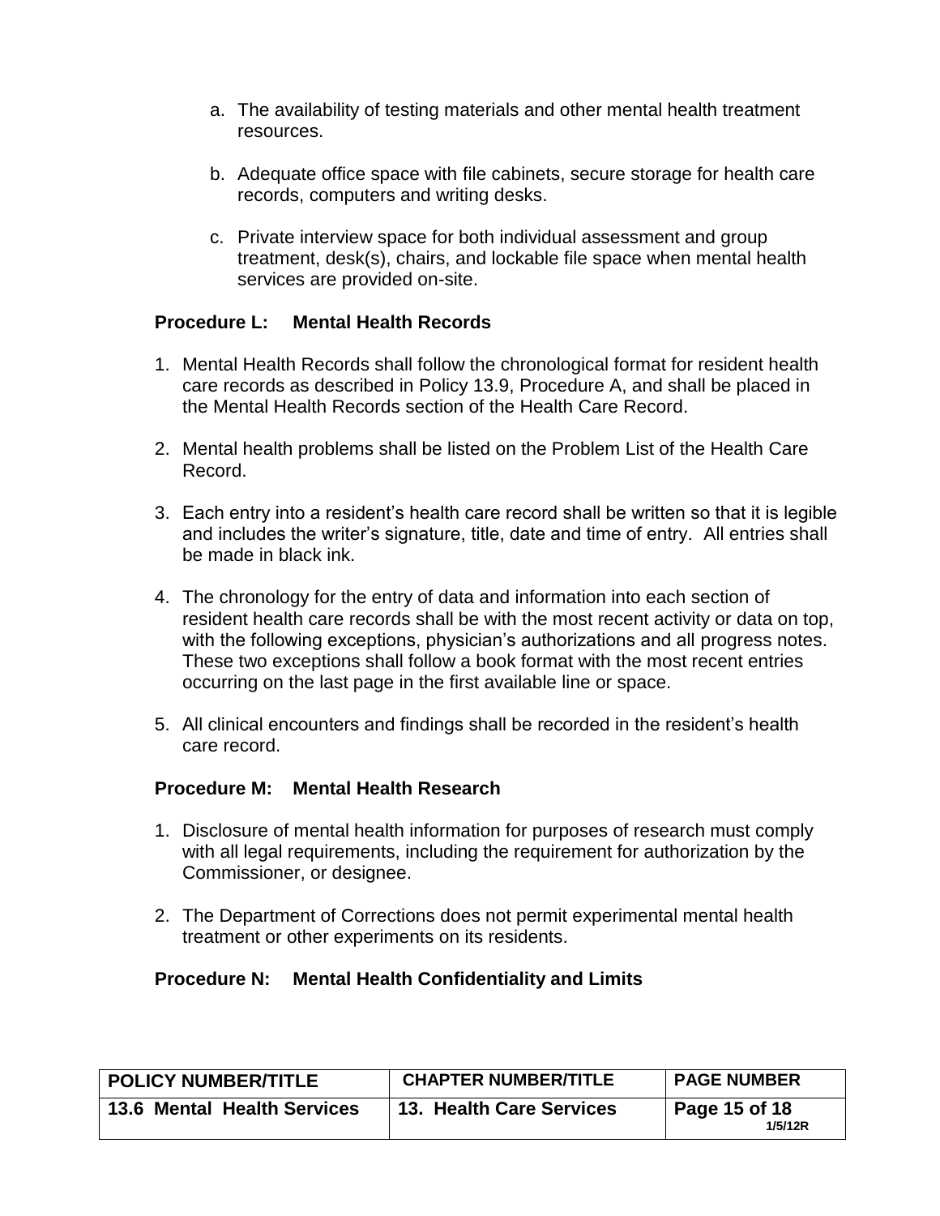a. The availability of testing materials and other mental health treatment resources.

b. Adequate office space with file cabinets, secure storage for health care records, computers and writing desks.

c. Private interview space for both individual assessment and group treatment, desk(s), chairs, and lockable file space when mental health services are provided on-site.

**Procedure L: Mental Health Records**

1. Mental Health Records shall follow the chronological format for resident health care records as described in Policy 13.9, Procedure A, and shall be placed in the Mental Health Records section of the Health Care Record.

2. Mental health problems shall be listed on the Problem List of the Health Care Record.

3. Each entry into a resident's health care record shall be written so that it is legible and includes the writer's signature, title, date and time of entry. All entries shall be made in black ink.

4. The chronology for the entry of data and information into each section of resident health care records shall be with the most recent activity or data on top, with the following exceptions, physician's authorizations and all progress notes. These two exceptions shall follow a book format with the most recent entries occurring on the last page in the first available line or space.

5. All clinical encounters and findings shall be recorded in the resident's health care record.

**Procedure M: Mental Health Research**

1. Disclosure of mental health information for purposes of research must comply with all legal requirements, including the requirement for authorization by the Commissioner, or designee.

2. The Department of Corrections does not permit experimental mental health treatment or other experiments on its residents.

**Procedure N: Mental Health Confidentiality and Limits**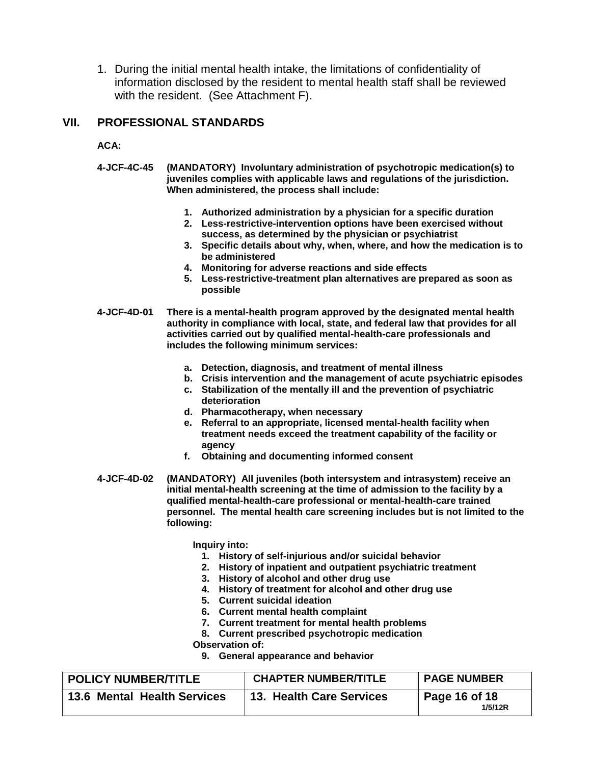1. During the initial mental health intake, the limitations of confidentiality of information disclosed by the resident to mental health staff shall be reviewed with the resident. (See Attachment F).

## VII. PROFESSIONAL STANDARDS

**ACA:**

**4-JCF-4C-45 (MANDATORY) Involuntary administration of psychotropic medication(s) to juveniles complies with applicable laws and regulations of the jurisdiction. When administered, the process shall include:**

1. **Authorized administration by a physician for a specific duration**
2. **Less-restrictive-intervention options have been exercised without success, as determined by the physician or psychiatrist**
3. **Specific details about why, when, where, and how the medication is to be administered**
4. **Monitoring for adverse reactions and side effects**
5. **Less-restrictive-treatment plan alternatives are prepared as soon as possible**

**4-JCF-4D-01 There is a mental-health program approved by the designated mental health authority in compliance with local, state, and federal law that provides for all activities carried out by qualified mental-health-care professionals and includes the following minimum services:**

- **a. Detection, diagnosis, and treatment of mental illness**
- **b. Crisis intervention and the management of acute psychiatric episodes**
- **c. Stabilization of the mentally ill and the prevention of psychiatric deterioration**
- **d. Pharmacotherapy, when necessary**
- **e. Referral to an appropriate, licensed mental-health facility when treatment needs exceed the treatment capability of the facility or agency**
- **f. Obtaining and documenting informed consent**

**4-JCF-4D-02 (MANDATORY) All juveniles (both intersystem and intrasystem) receive an initial mental-health screening at the time of admission to the facility by a qualified mental-health-care professional or mental-health-care trained personnel. The mental health care screening includes but is not limited to the following:**

**Inquiry into:**

1. **History of self-injurious and/or suicidal behavior**
2. **History of inpatient and outpatient psychiatric treatment**
3. **History of alcohol and other drug use**
4. **History of treatment for alcohol and other drug use**
5. **Current suicidal ideation**
6. **Current mental health complaint**
7. **Current treatment for mental health problems**
8. **Current prescribed psychotropic medication**

**Observation of:**

9. **General appearance and behavior**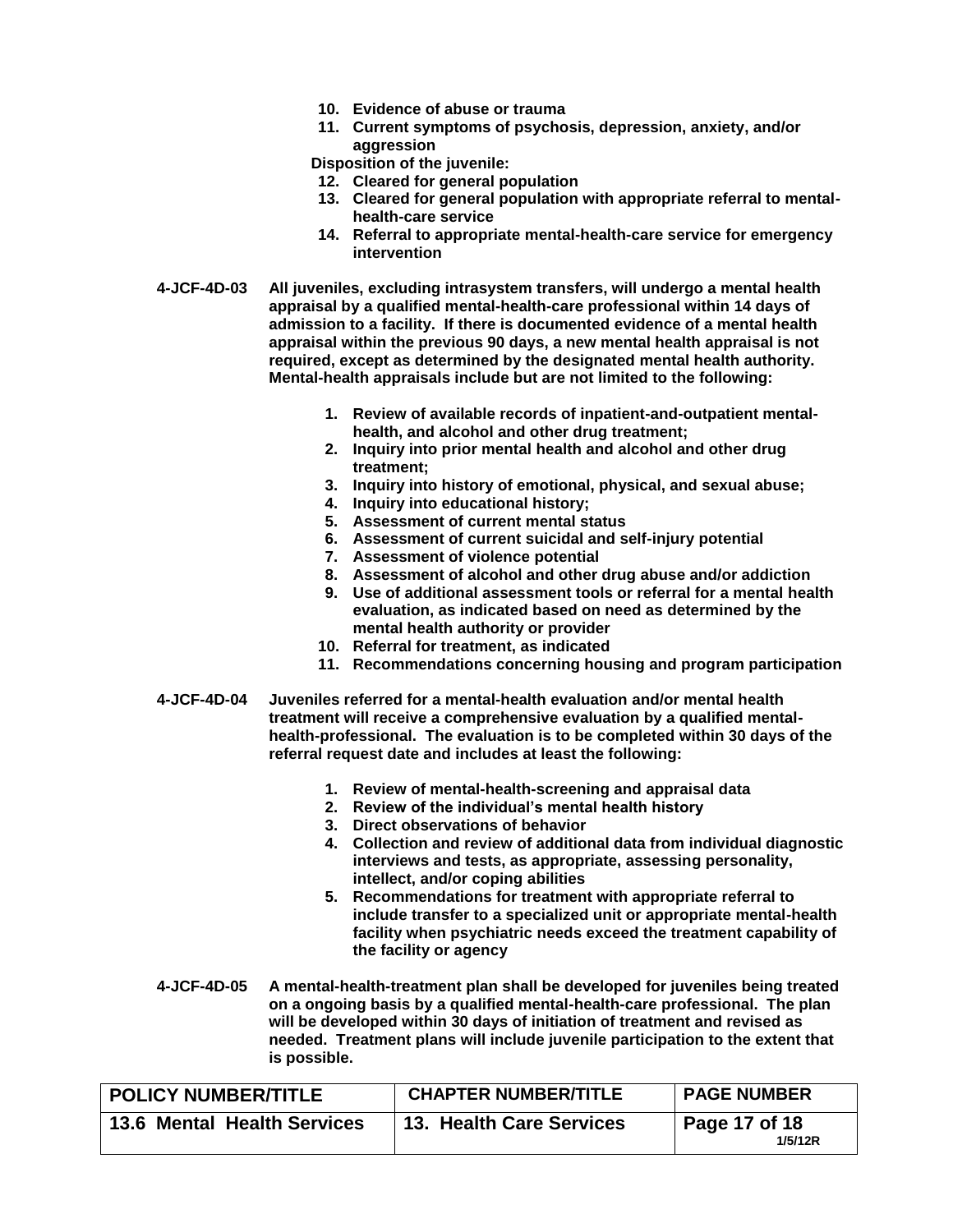10. Evidence of abuse or trauma
11. Current symptoms of psychosis, depression, anxiety, and/or aggression

Disposition of the juvenile:

12. Cleared for general population
13. Cleared for general population with appropriate referral to mental-health-care service
14. Referral to appropriate mental-health-care service for emergency intervention

**4-JCF-4D-03** All juveniles, excluding intrasystem transfers, will undergo a mental health appraisal by a qualified mental-health-care professional within 14 days of admission to a facility. If there is documented evidence of a mental health appraisal within the previous 90 days, a new mental health appraisal is not required, except as determined by the designated mental health authority. Mental-health appraisals include but are not limited to the following:

1. Review of available records of inpatient-and-outpatient mental-health, and alcohol and other drug treatment;
2. Inquiry into prior mental health and alcohol and other drug treatment;
3. Inquiry into history of emotional, physical, and sexual abuse;
4. Inquiry into educational history;
5. Assessment of current mental status
6. Assessment of current suicidal and self-injury potential
7. Assessment of violence potential
8. Assessment of alcohol and other drug abuse and/or addiction
9. Use of additional assessment tools or referral for a mental health evaluation, as indicated based on need as determined by the mental health authority or provider
10. Referral for treatment, as indicated
11. Recommendations concerning housing and program participation

**4-JCF-4D-04** Juveniles referred for a mental-health evaluation and/or mental health treatment will receive a comprehensive evaluation by a qualified mental-health-professional. The evaluation is to be completed within 30 days of the referral request date and includes at least the following:

1. Review of mental-health-screening and appraisal data
2. Review of the individual's mental health history
3. Direct observations of behavior
4. Collection and review of additional data from individual diagnostic interviews and tests, as appropriate, assessing personality, intellect, and/or coping abilities
5. Recommendations for treatment with appropriate referral to include transfer to a specialized unit or appropriate mental-health facility when psychiatric needs exceed the treatment capability of the facility or agency

**4-JCF-4D-05** A mental-health-treatment plan shall be developed for juveniles being treated on a ongoing basis by a qualified mental-health-care professional. The plan will be developed within 30 days of initiation of treatment and revised as needed. Treatment plans will include juvenile participation to the extent that is possible.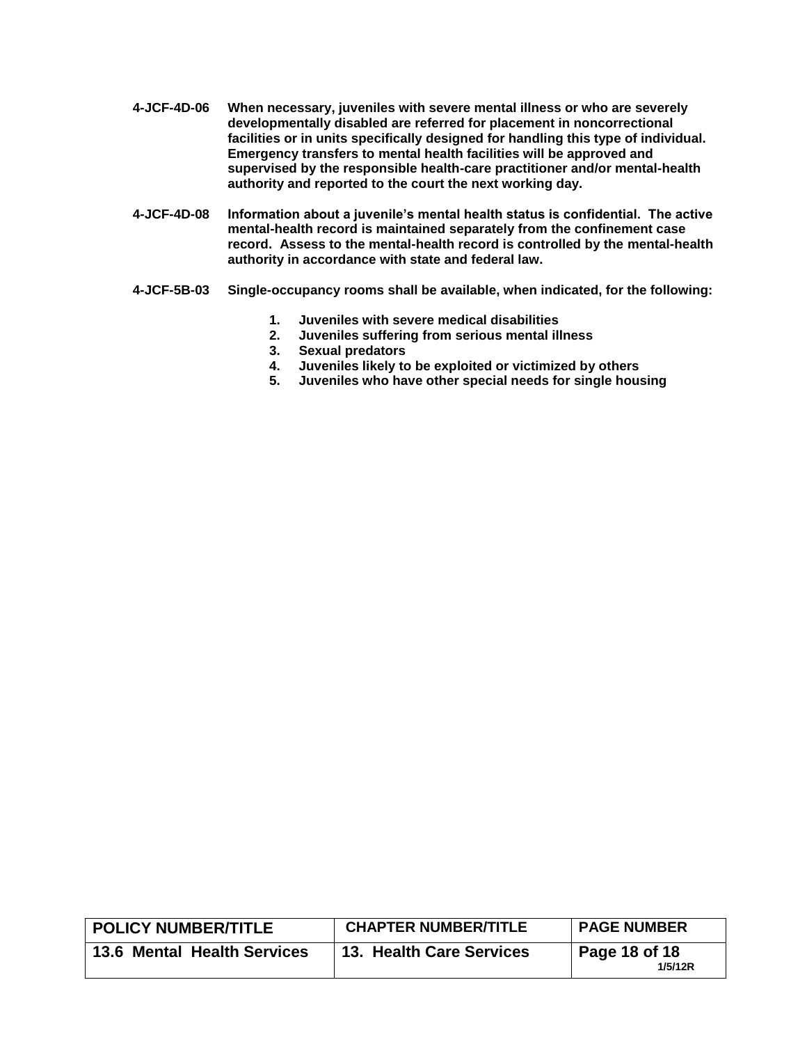**4-JCF-4D-06** **When necessary, juveniles with severe mental illness or who are severely developmentally disabled are referred for placement in noncorrectional facilities or in units specifically designed for handling this type of individual. Emergency transfers to mental health facilities will be approved and supervised by the responsible health-care practitioner and/or mental-health authority and reported to the court the next working day.**

**4-JCF-4D-08** **Information about a juvenile's mental health status is confidential. The active mental-health record is maintained separately from the confinement case record. Assess to the mental-health record is controlled by the mental-health authority in accordance with state and federal law.**

**4-JCF-5B-03** **Single-occupancy rooms shall be available, when indicated, for the following:**

1. **Juveniles with severe medical disabilities**
2. **Juveniles suffering from serious mental illness**
3. **Sexual predators**
4. **Juveniles likely to be exploited or victimized by others**
5. **Juveniles who have other special needs for single housing**